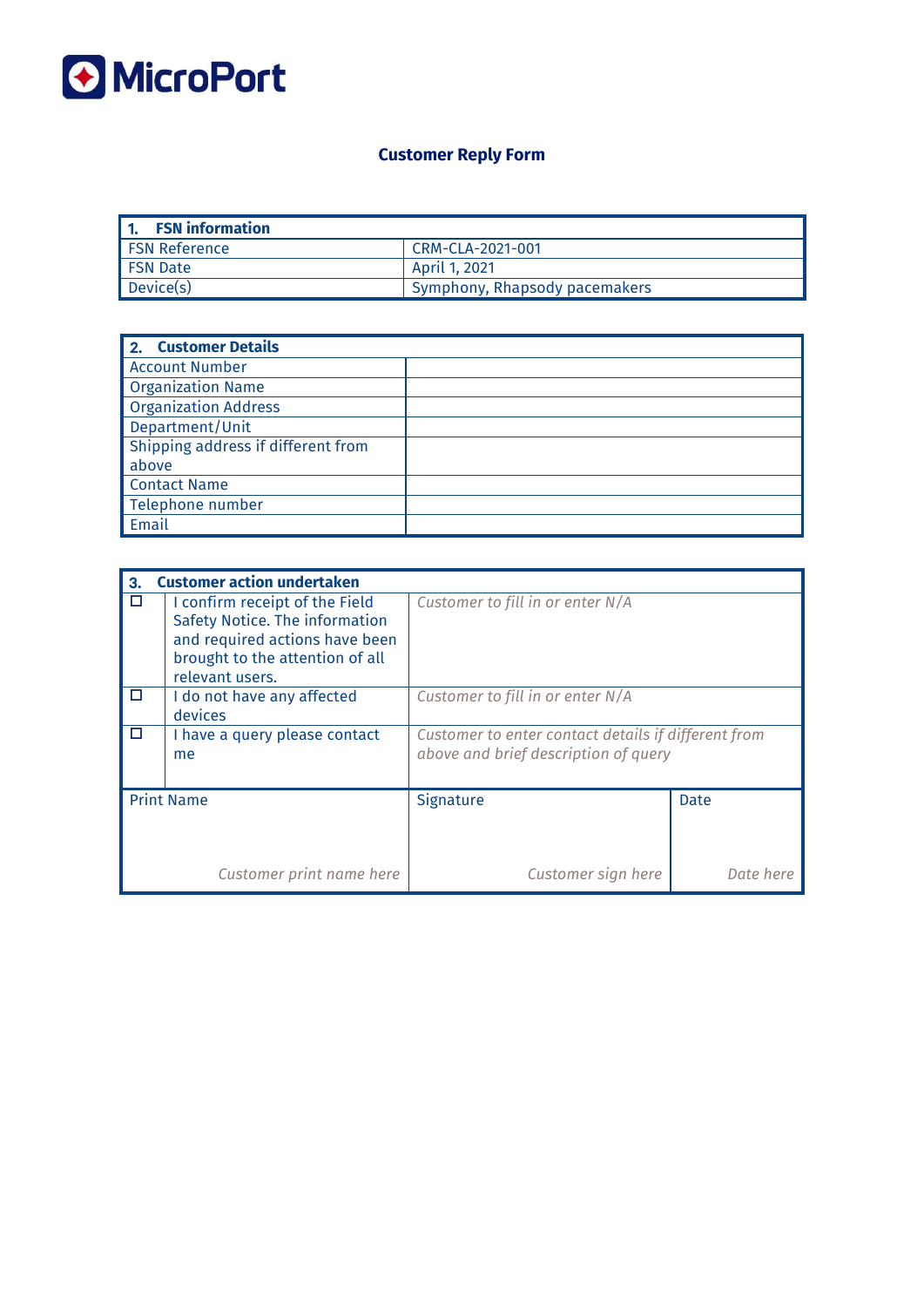MicroPort

# Customer Reply Form

| **1. FSN information** | |
|---|---|
| FSN Reference | CRM-CLA-2021-001 |
| FSN Date | April 1, 2021 |
| Device(s) | Symphony, Rhapsody pacemakers |

| **2. Customer Details** | |
|---|---|
| Account Number | |
| Organization Name | |
| Organization Address | |
| Department/Unit | |
| Shipping address if different from above | |
| Contact Name | |
| Telephone number | |
| Email | |

| **3. Customer action undertaken** | | | |
|---|---|---|---|
| ☐ | I confirm receipt of the Field Safety Notice. The information and required actions have been brought to the attention of all relevant users. | *Customer to fill in or enter N/A* | |
| ☐ | I do not have any affected devices | *Customer to fill in or enter N/A* | |
| ☐ | I have a query please contact me | *Customer to enter contact details if different from above and brief description of query* | |
| Print Name<br><br>*Customer print name here* | | Signature<br><br>*Customer sign here* | Date<br><br>*Date here* |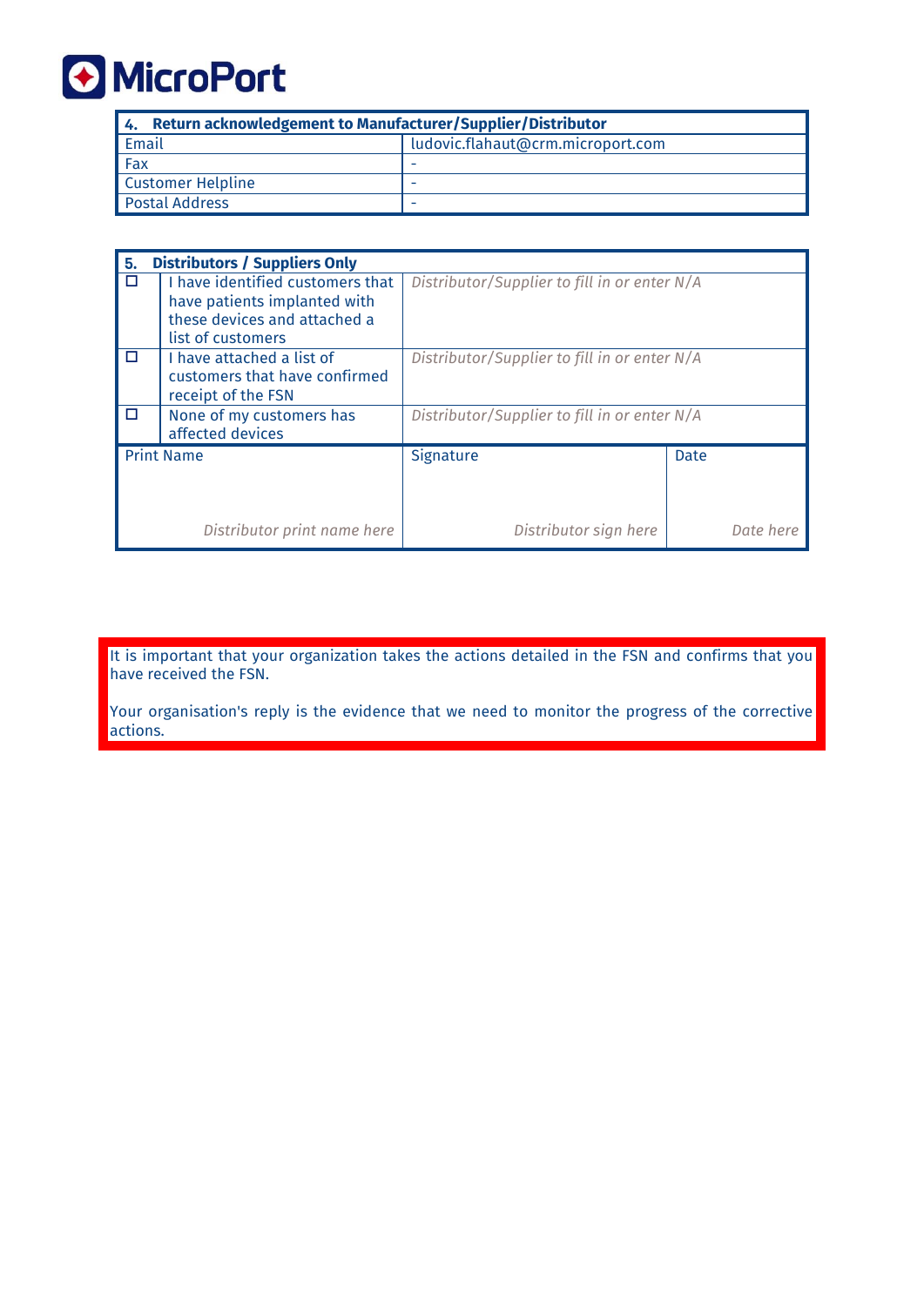| 4. Return acknowledgement to Manufacturer/Supplier/Distributor | |
|---|---|
| Email | ludovic.flahaut@crm.microport.com |
| Fax | - |
| Customer Helpline | - |
| Postal Address | - |

| 5. Distributors / Suppliers Only | | | |
|---|---|---|---|
| ☐ | I have identified customers that have patients implanted with these devices and attached a list of customers | *Distributor/Supplier to fill in or enter N/A* | |
| ☐ | I have attached a list of customers that have confirmed receipt of the FSN | *Distributor/Supplier to fill in or enter N/A* | |
| ☐ | None of my customers has affected devices | *Distributor/Supplier to fill in or enter N/A* | |
| Print Name<br>*Distributor print name here* | | Signature<br>*Distributor sign here* | Date<br>*Date here* |

It is important that your organization takes the actions detailed in the FSN and confirms that you have received the FSN.

Your organisation's reply is the evidence that we need to monitor the progress of the corrective actions.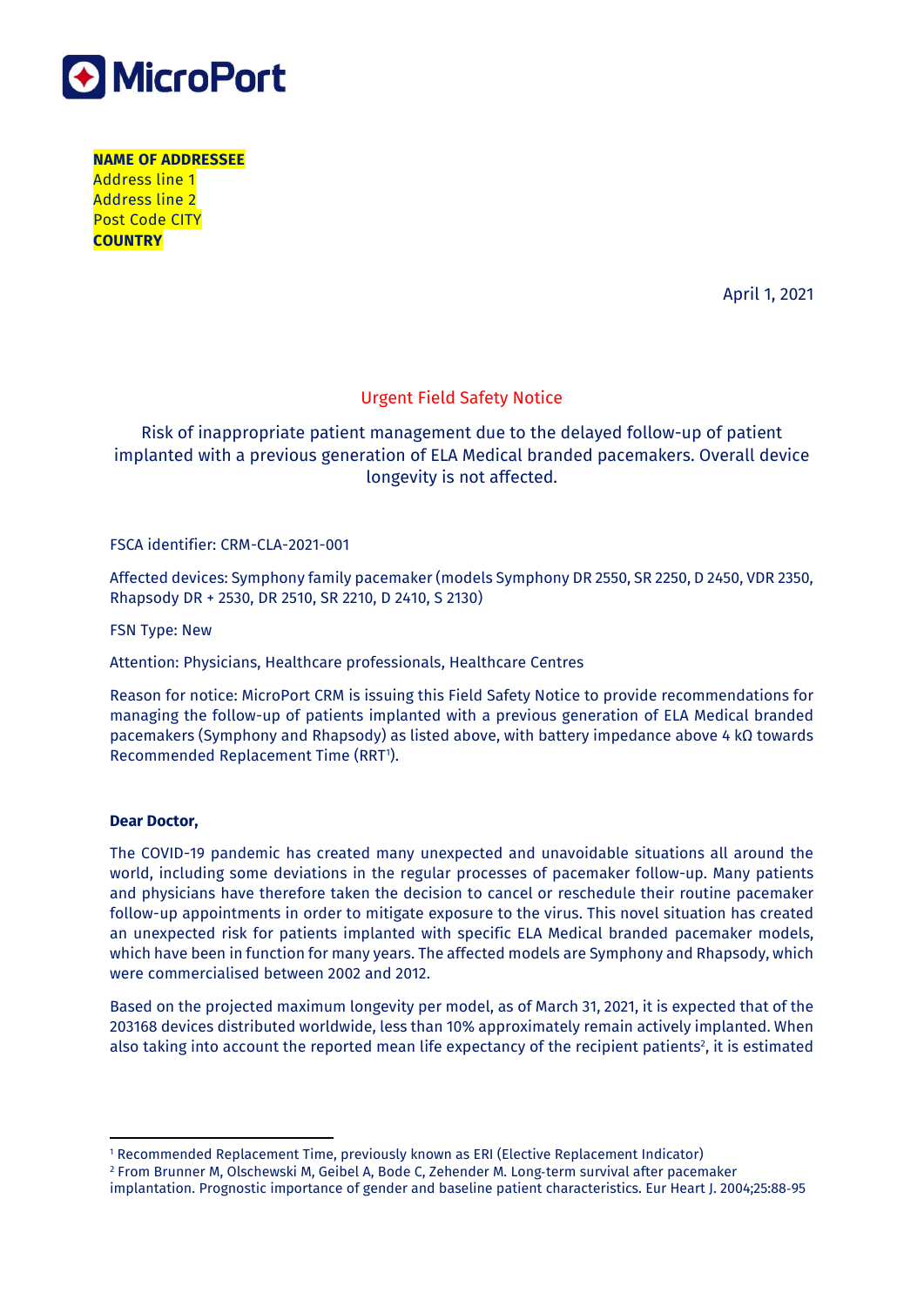**NAME OF ADDRESSEE**
Address line 1
Address line 2
Post Code CITY
**COUNTRY**

April 1, 2021

## Urgent Field Safety Notice

### Risk of inappropriate patient management due to the delayed follow-up of patient implanted with a previous generation of ELA Medical branded pacemakers. Overall device longevity is not affected.

FSCA identifier: CRM-CLA-2021-001

Affected devices: Symphony family pacemaker (models Symphony DR 2550, SR 2250, D 2450, VDR 2350, Rhapsody DR + 2530, DR 2510, SR 2210, D 2410, S 2130)

FSN Type: New

Attention: Physicians, Healthcare professionals, Healthcare Centres

Reason for notice: MicroPort CRM is issuing this Field Safety Notice to provide recommendations for managing the follow-up of patients implanted with a previous generation of ELA Medical branded pacemakers (Symphony and Rhapsody) as listed above, with battery impedance above 4 kΩ towards Recommended Replacement Time (RRT[1]).

**Dear Doctor,**

The COVID-19 pandemic has created many unexpected and unavoidable situations all around the world, including some deviations in the regular processes of pacemaker follow-up. Many patients and physicians have therefore taken the decision to cancel or reschedule their routine pacemaker follow-up appointments in order to mitigate exposure to the virus. This novel situation has created an unexpected risk for patients implanted with specific ELA Medical branded pacemaker models, which have been in function for many years. The affected models are Symphony and Rhapsody, which were commercialised between 2002 and 2012.

Based on the projected maximum longevity per model, as of March 31, 2021, it is expected that of the 203168 devices distributed worldwide, less than 10% approximately remain actively implanted. When also taking into account the reported mean life expectancy of the recipient patients[2], it is estimated

[1] Recommended Replacement Time, previously known as ERI (Elective Replacement Indicator)
[2] From Brunner M, Olschewski M, Geibel A, Bode C, Zehender M. Long-term survival after pacemaker implantation. Prognostic importance of gender and baseline patient characteristics. Eur Heart J. 2004;25:88-95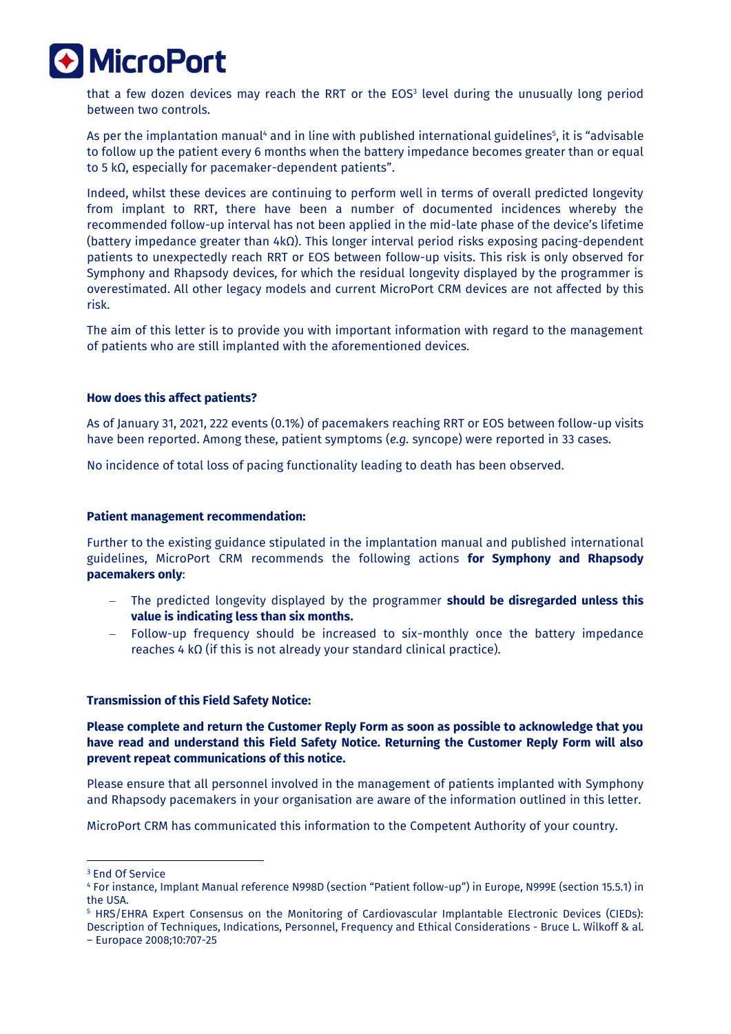that a few dozen devices may reach the RRT or the EOS[3] level during the unusually long period between two controls.

As per the implantation manual[4] and in line with published international guidelines[5], it is "advisable to follow up the patient every 6 months when the battery impedance becomes greater than or equal to 5 kΩ, especially for pacemaker-dependent patients".

Indeed, whilst these devices are continuing to perform well in terms of overall predicted longevity from implant to RRT, there have been a number of documented incidences whereby the recommended follow-up interval has not been applied in the mid-late phase of the device's lifetime (battery impedance greater than 4kΩ). This longer interval period risks exposing pacing-dependent patients to unexpectedly reach RRT or EOS between follow-up visits. This risk is only observed for Symphony and Rhapsody devices, for which the residual longevity displayed by the programmer is overestimated. All other legacy models and current MicroPort CRM devices are not affected by this risk.

The aim of this letter is to provide you with important information with regard to the management of patients who are still implanted with the aforementioned devices.

**How does this affect patients?**

As of January 31, 2021, 222 events (0.1%) of pacemakers reaching RRT or EOS between follow-up visits have been reported. Among these, patient symptoms (*e.g.* syncope) were reported in 33 cases.

No incidence of total loss of pacing functionality leading to death has been observed.

**Patient management recommendation:**

Further to the existing guidance stipulated in the implantation manual and published international guidelines, MicroPort CRM recommends the following actions **for Symphony and Rhapsody pacemakers only**:

- The predicted longevity displayed by the programmer **should be disregarded unless this value is indicating less than six months.**
- Follow-up frequency should be increased to six-monthly once the battery impedance reaches 4 kΩ (if this is not already your standard clinical practice).

**Transmission of this Field Safety Notice:**

**Please complete and return the Customer Reply Form as soon as possible to acknowledge that you have read and understand this Field Safety Notice. Returning the Customer Reply Form will also prevent repeat communications of this notice.**

Please ensure that all personnel involved in the management of patients implanted with Symphony and Rhapsody pacemakers in your organisation are aware of the information outlined in this letter.

MicroPort CRM has communicated this information to the Competent Authority of your country.

---

[3] End Of Service

[4] For instance, Implant Manual reference N998D (section "Patient follow-up") in Europe, N999E (section 15.5.1) in the USA.

[5] HRS/EHRA Expert Consensus on the Monitoring of Cardiovascular Implantable Electronic Devices (CIEDs): Description of Techniques, Indications, Personnel, Frequency and Ethical Considerations - Bruce L. Wilkoff & al. – Europace 2008;10:707-25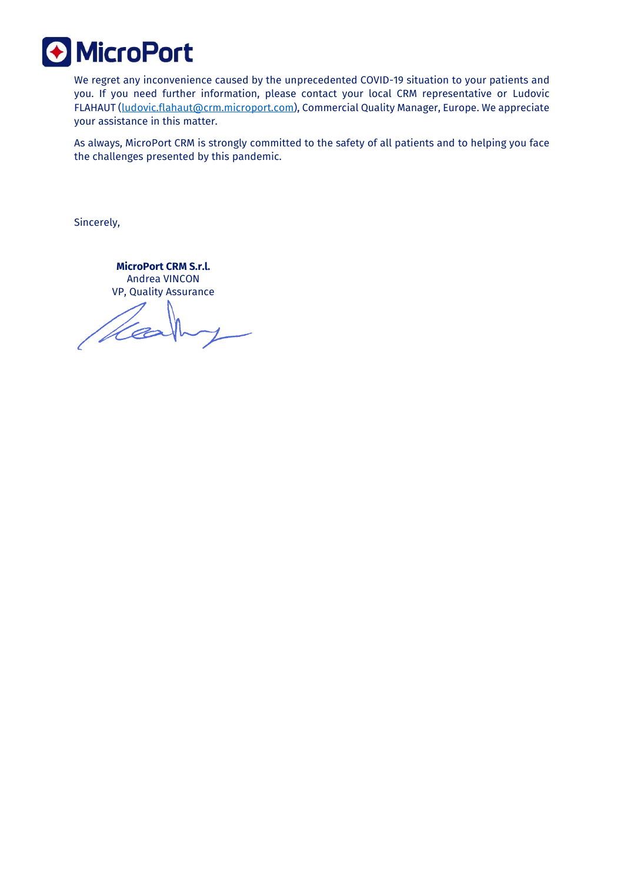We regret any inconvenience caused by the unprecedented COVID-19 situation to your patients and you. If you need further information, please contact your local CRM representative or Ludovic FLAHAUT (ludovic.flahaut@crm.microport.com), Commercial Quality Manager, Europe. We appreciate your assistance in this matter.

As always, MicroPort CRM is strongly committed to the safety of all patients and to helping you face the challenges presented by this pandemic.

Sincerely,

**MicroPort CRM S.r.l.**
Andrea VINCON
VP, Quality Assurance